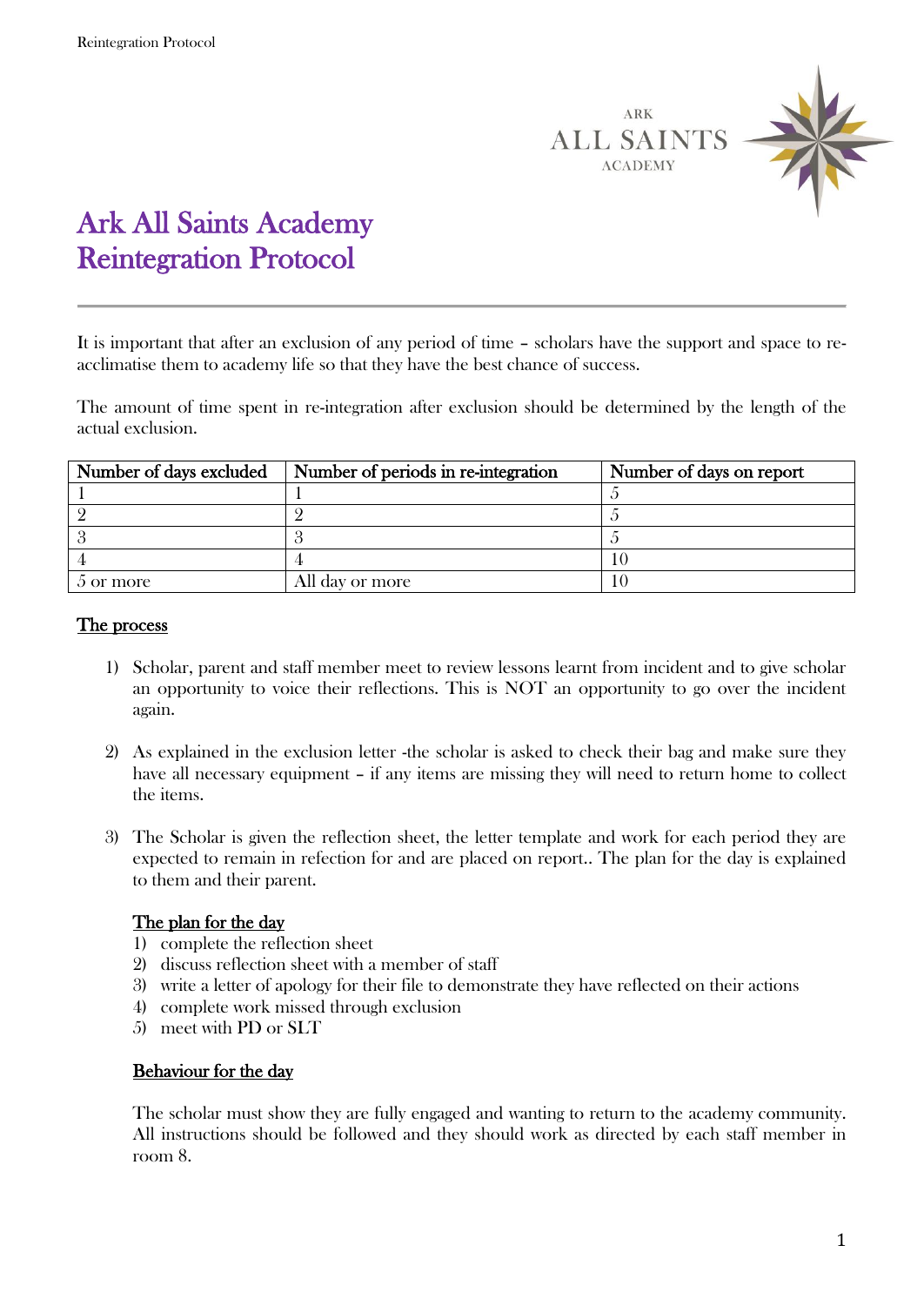# Ark All Saints Academy Reintegration Protocol

It is important that after an exclusion of any period of time – scholars have the support and space to re-acclimatise them to academy life so that they have the best chance of success.

The amount of time spent in re-integration after exclusion should be determined by the length of the actual exclusion.

| Number of days excluded | Number of periods in re-integration | Number of days on report |
|---|---|---|
| 1 | 1 | 5 |
| 2 | 2 | 5 |
| 3 | 3 | 5 |
| 4 | 4 | 10 |
| 5 or more | All day or more | 10 |

## The process

1) Scholar, parent and staff member meet to review lessons learnt from incident and to give scholar an opportunity to voice their reflections. This is NOT an opportunity to go over the incident again.

2) As explained in the exclusion letter -the scholar is asked to check their bag and make sure they have all necessary equipment – if any items are missing they will need to return home to collect the items.

3) The Scholar is given the reflection sheet, the letter template and work for each period they are expected to remain in refection for and are placed on report.. The plan for the day is explained to them and their parent.

### The plan for the day

1) complete the reflection sheet
2) discuss reflection sheet with a member of staff
3) write a letter of apology for their file to demonstrate they have reflected on their actions
4) complete work missed through exclusion
5) meet with PD or SLT

### Behaviour for the day

The scholar must show they are fully engaged and wanting to return to the academy community. All instructions should be followed and they should work as directed by each staff member in room 8.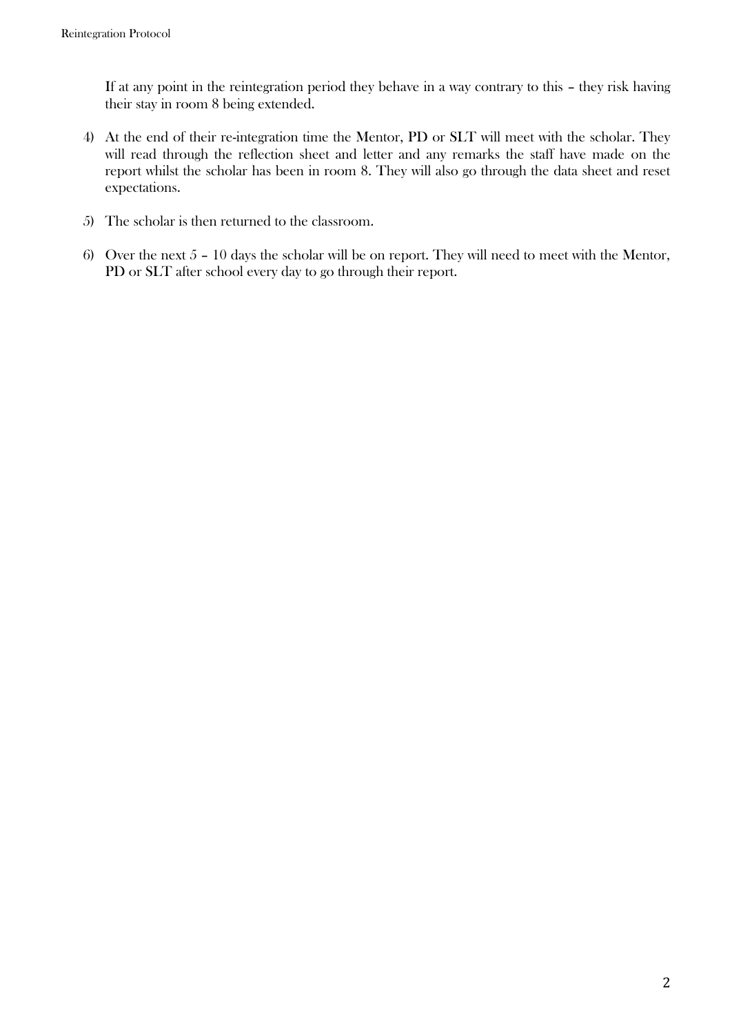If at any point in the reintegration period they behave in a way contrary to this – they risk having their stay in room 8 being extended.

4) At the end of their re-integration time the Mentor, PD or SLT will meet with the scholar. They will read through the reflection sheet and letter and any remarks the staff have made on the report whilst the scholar has been in room 8. They will also go through the data sheet and reset expectations.

5) The scholar is then returned to the classroom.

6) Over the next 5 – 10 days the scholar will be on report. They will need to meet with the Mentor, PD or SLT after school every day to go through their report.